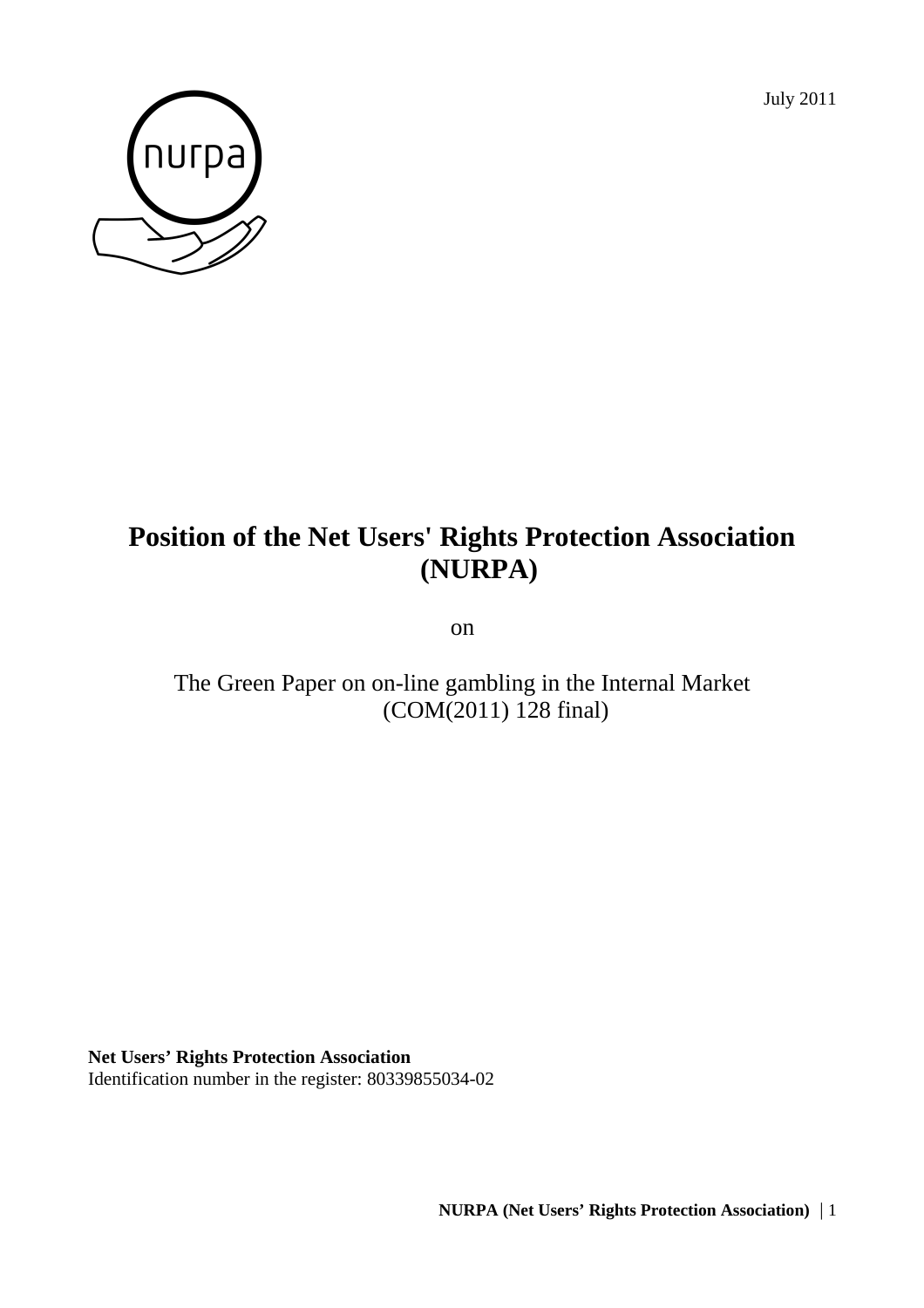July 2011

# Position of the Net Users' Rights Protection Association (NURPA)

on

The Green Paper on on-line gambling in the Internal Market (COM(2011) 128 final)

**Net Users' Rights Protection Association**
Identification number in the register: 80339855034-02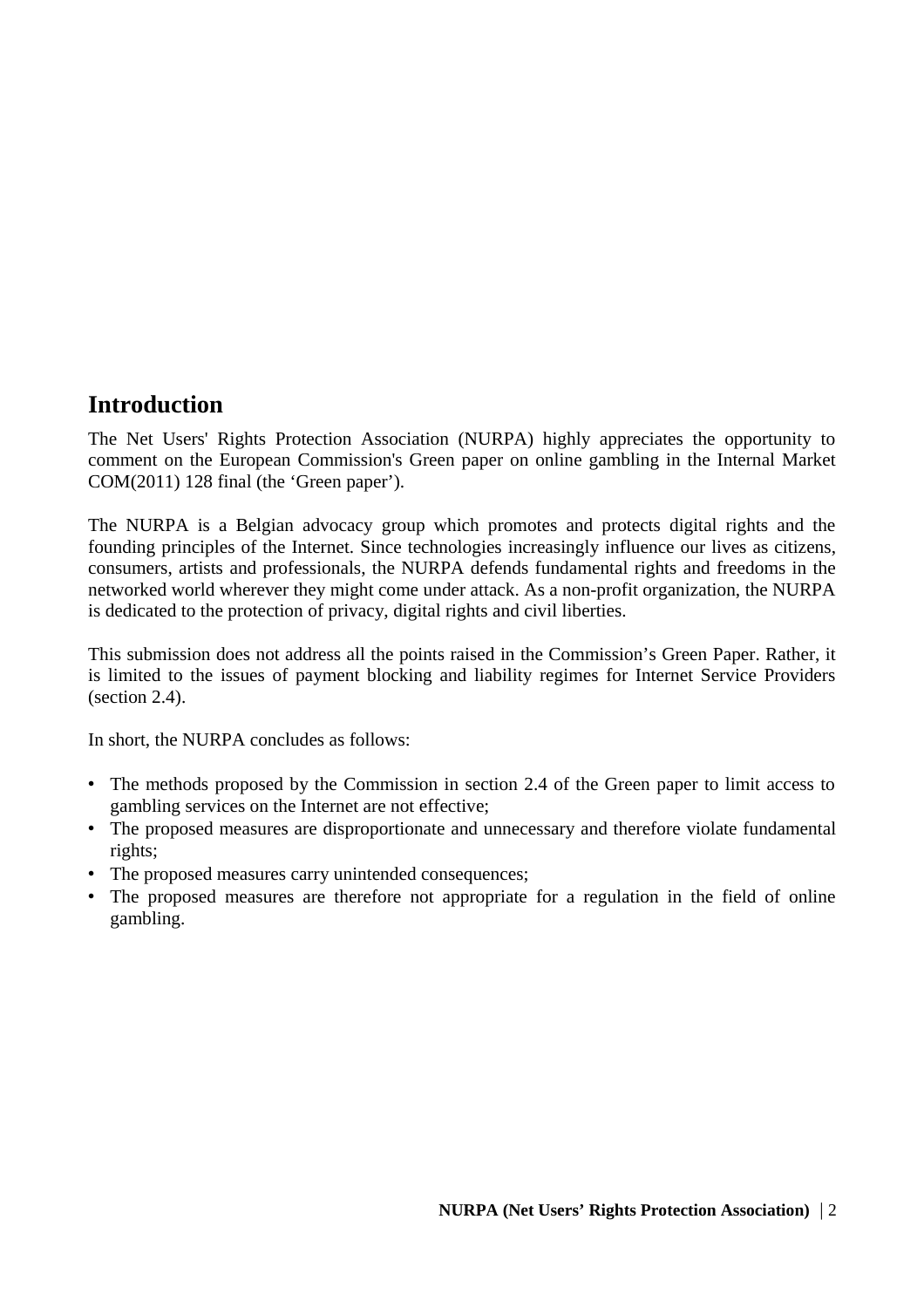## Introduction

The Net Users' Rights Protection Association (NURPA) highly appreciates the opportunity to comment on the European Commission's Green paper on online gambling in the Internal Market COM(2011) 128 final (the 'Green paper').

The NURPA is a Belgian advocacy group which promotes and protects digital rights and the founding principles of the Internet. Since technologies increasingly influence our lives as citizens, consumers, artists and professionals, the NURPA defends fundamental rights and freedoms in the networked world wherever they might come under attack. As a non-profit organization, the NURPA is dedicated to the protection of privacy, digital rights and civil liberties.

This submission does not address all the points raised in the Commission's Green Paper. Rather, it is limited to the issues of payment blocking and liability regimes for Internet Service Providers (section 2.4).

In short, the NURPA concludes as follows:

- The methods proposed by the Commission in section 2.4 of the Green paper to limit access to gambling services on the Internet are not effective;
- The proposed measures are disproportionate and unnecessary and therefore violate fundamental rights;
- The proposed measures carry unintended consequences;
- The proposed measures are therefore not appropriate for a regulation in the field of online gambling.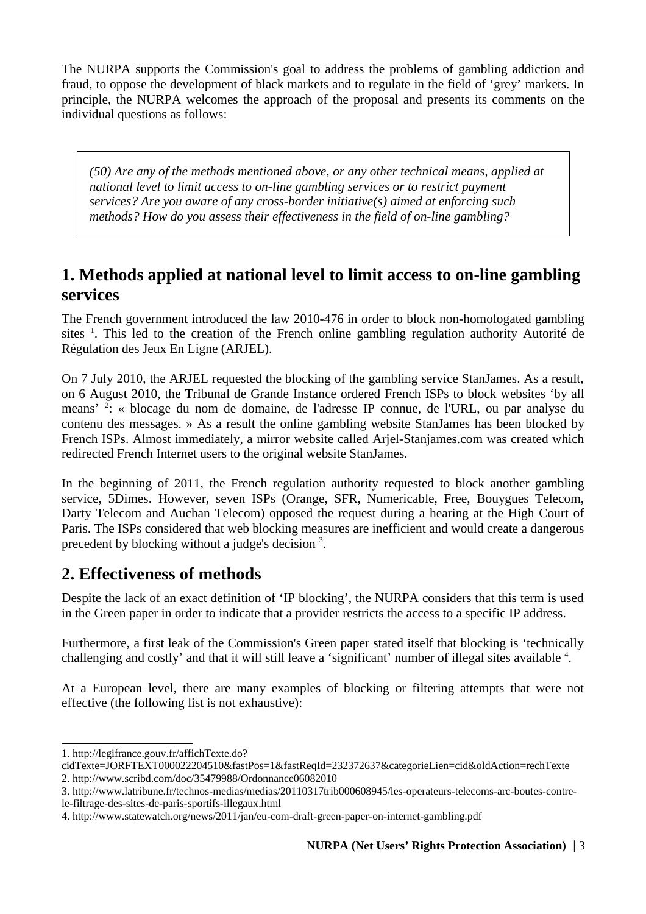The NURPA supports the Commission's goal to address the problems of gambling addiction and fraud, to oppose the development of black markets and to regulate in the field of 'grey' markets. In principle, the NURPA welcomes the approach of the proposal and presents its comments on the individual questions as follows:

> *(50) Are any of the methods mentioned above, or any other technical means, applied at national level to limit access to on-line gambling services or to restrict payment services? Are you aware of any cross-border initiative(s) aimed at enforcing such methods? How do you assess their effectiveness in the field of on-line gambling?*

## 1. Methods applied at national level to limit access to on-line gambling services

The French government introduced the law 2010-476 in order to block non-homologated gambling sites [1]. This led to the creation of the French online gambling regulation authority Autorité de Régulation des Jeux En Ligne (ARJEL).

On 7 July 2010, the ARJEL requested the blocking of the gambling service StanJames. As a result, on 6 August 2010, the Tribunal de Grande Instance ordered French ISPs to block websites 'by all means' [2]: « blocage du nom de domaine, de l'adresse IP connue, de l'URL, ou par analyse du contenu des messages. » As a result the online gambling website StanJames has been blocked by French ISPs. Almost immediately, a mirror website called Arjel-Stanjames.com was created which redirected French Internet users to the original website StanJames.

In the beginning of 2011, the French regulation authority requested to block another gambling service, 5Dimes. However, seven ISPs (Orange, SFR, Numericable, Free, Bouygues Telecom, Darty Telecom and Auchan Telecom) opposed the request during a hearing at the High Court of Paris. The ISPs considered that web blocking measures are inefficient and would create a dangerous precedent by blocking without a judge's decision [3].

## 2. Effectiveness of methods

Despite the lack of an exact definition of 'IP blocking', the NURPA considers that this term is used in the Green paper in order to indicate that a provider restricts the access to a specific IP address.

Furthermore, a first leak of the Commission's Green paper stated itself that blocking is 'technically challenging and costly' and that it will still leave a 'significant' number of illegal sites available [4].

At a European level, there are many examples of blocking or filtering attempts that were not effective (the following list is not exhaustive):

---

1. http://legifrance.gouv.fr/affichTexte.do?cidTexte=JORFTEXT000022204510&fastPos=1&fastReqId=232372637&categorieLien=cid&oldAction=rechTexte
2. http://www.scribd.com/doc/35479988/Ordonnance06082010
3. http://www.latribune.fr/technos-medias/medias/20110317trib000608945/les-operateurs-telecoms-arc-boutes-contre-le-filtrage-des-sites-de-paris-sportifs-illegaux.html
4. http://www.statewatch.org/news/2011/jan/eu-com-draft-green-paper-on-internet-gambling.pdf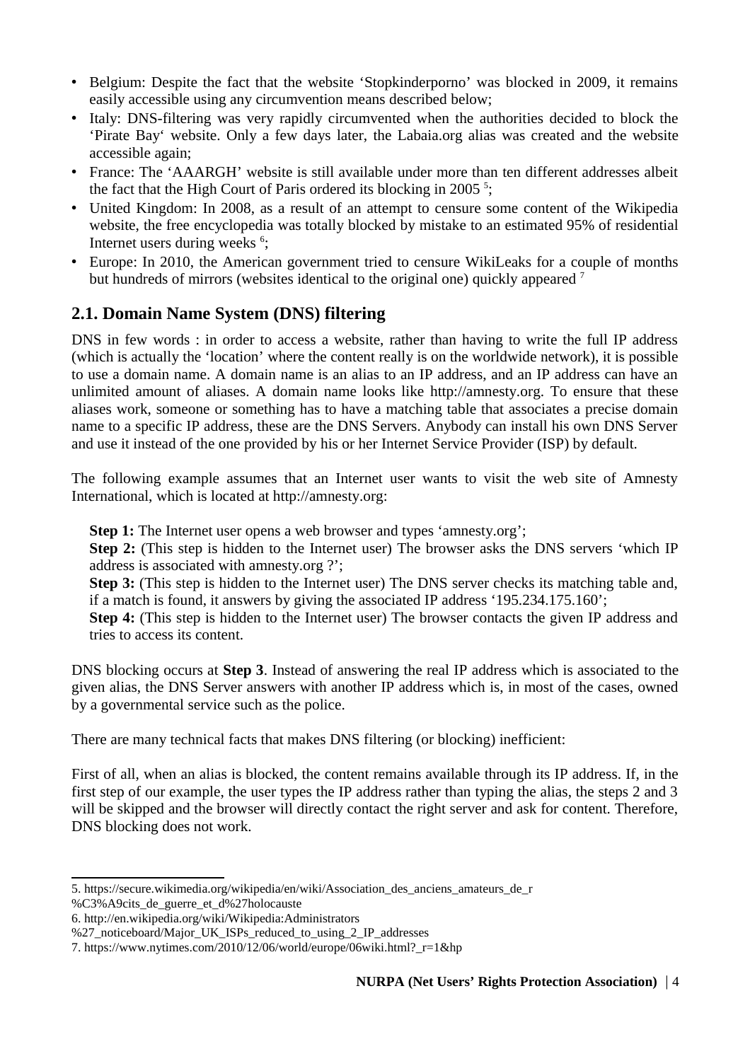- Belgium: Despite the fact that the website ‘Stopkinderporno’ was blocked in 2009, it remains easily accessible using any circumvention means described below;
- Italy: DNS-filtering was very rapidly circumvented when the authorities decided to block the ‘Pirate Bay‘ website. Only a few days later, the Labaia.org alias was created and the website accessible again;
- France: The ‘AAARGH’ website is still available under more than ten different addresses albeit the fact that the High Court of Paris ordered its blocking in 2005 [5];
- United Kingdom: In 2008, as a result of an attempt to censure some content of the Wikipedia website, the free encyclopedia was totally blocked by mistake to an estimated 95% of residential Internet users during weeks [6];
- Europe: In 2010, the American government tried to censure WikiLeaks for a couple of months but hundreds of mirrors (websites identical to the original one) quickly appeared [7]

## 2.1. Domain Name System (DNS) filtering

DNS in few words : in order to access a website, rather than having to write the full IP address (which is actually the ‘location’ where the content really is on the worldwide network), it is possible to use a domain name. A domain name is an alias to an IP address, and an IP address can have an unlimited amount of aliases. A domain name looks like http://amnesty.org. To ensure that these aliases work, someone or something has to have a matching table that associates a precise domain name to a specific IP address, these are the DNS Servers. Anybody can install his own DNS Server and use it instead of the one provided by his or her Internet Service Provider (ISP) by default.

The following example assumes that an Internet user wants to visit the web site of Amnesty International, which is located at http://amnesty.org:

**Step 1:** The Internet user opens a web browser and types ‘amnesty.org’;
**Step 2:** (This step is hidden to the Internet user) The browser asks the DNS servers ‘which IP address is associated with amnesty.org ?’;
**Step 3:** (This step is hidden to the Internet user) The DNS server checks its matching table and, if a match is found, it answers by giving the associated IP address ‘195.234.175.160’;
**Step 4:** (This step is hidden to the Internet user) The browser contacts the given IP address and tries to access its content.

DNS blocking occurs at **Step 3**. Instead of answering the real IP address which is associated to the given alias, the DNS Server answers with another IP address which is, in most of the cases, owned by a governmental service such as the police.

There are many technical facts that makes DNS filtering (or blocking) inefficient:

First of all, when an alias is blocked, the content remains available through its IP address. If, in the first step of our example, the user types the IP address rather than typing the alias, the steps 2 and 3 will be skipped and the browser will directly contact the right server and ask for content. Therefore, DNS blocking does not work.

5. https://secure.wikimedia.org/wikipedia/en/wiki/Association_des_anciens_amateurs_de_r%C3%A9cits_de_guerre_et_d%27holocauste
6. http://en.wikipedia.org/wiki/Wikipedia:Administrators%27_noticeboard/Major_UK_ISPs_reduced_to_using_2_IP_addresses
7. https://www.nytimes.com/2010/12/06/world/europe/06wiki.html?_r=1&hp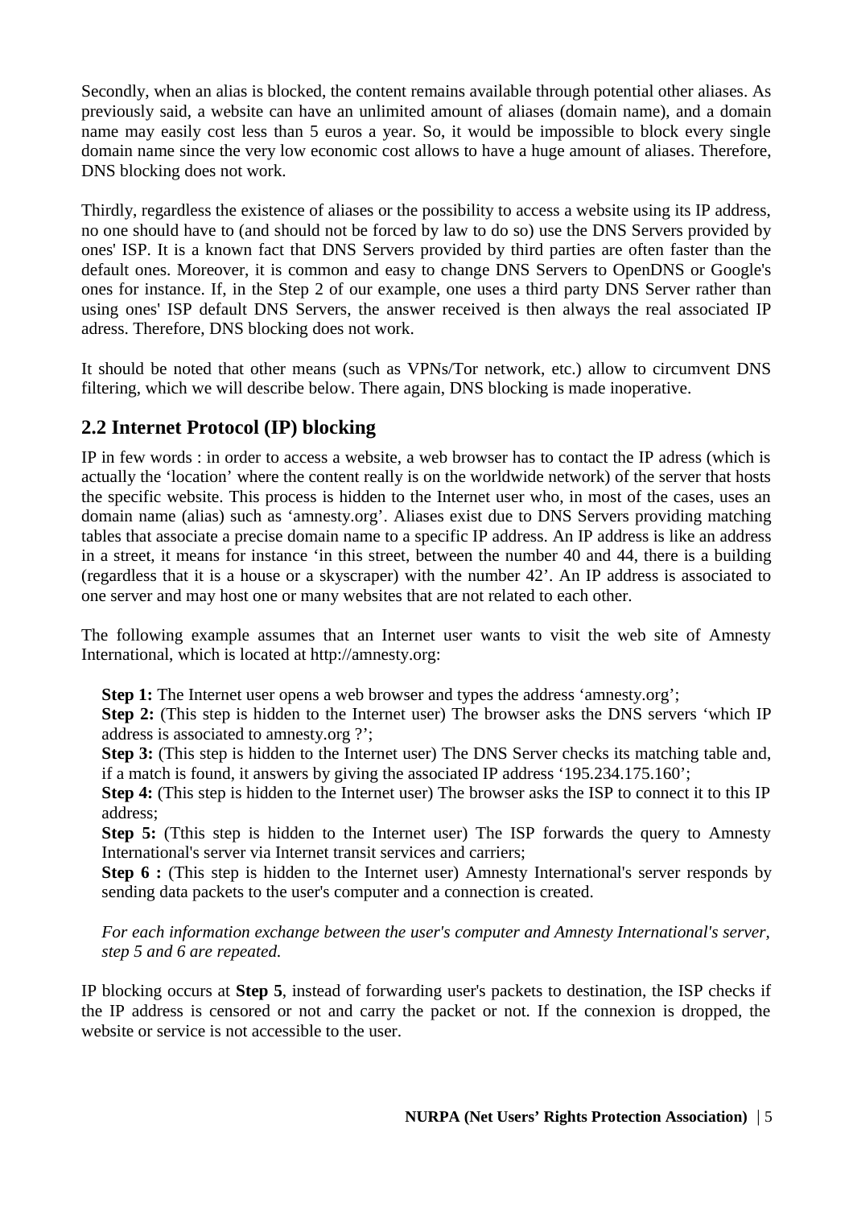Secondly, when an alias is blocked, the content remains available through potential other aliases. As previously said, a website can have an unlimited amount of aliases (domain name), and a domain name may easily cost less than 5 euros a year. So, it would be impossible to block every single domain name since the very low economic cost allows to have a huge amount of aliases. Therefore, DNS blocking does not work.

Thirdly, regardless the existence of aliases or the possibility to access a website using its IP address, no one should have to (and should not be forced by law to do so) use the DNS Servers provided by ones' ISP. It is a known fact that DNS Servers provided by third parties are often faster than the default ones. Moreover, it is common and easy to change DNS Servers to OpenDNS or Google's ones for instance. If, in the Step 2 of our example, one uses a third party DNS Server rather than using ones' ISP default DNS Servers, the answer received is then always the real associated IP adress. Therefore, DNS blocking does not work.

It should be noted that other means (such as VPNs/Tor network, etc.) allow to circumvent DNS filtering, which we will describe below. There again, DNS blocking is made inoperative.

## 2.2 Internet Protocol (IP) blocking

IP in few words : in order to access a website, a web browser has to contact the IP adress (which is actually the 'location' where the content really is on the worldwide network) of the server that hosts the specific website. This process is hidden to the Internet user who, in most of the cases, uses an domain name (alias) such as 'amnesty.org'. Aliases exist due to DNS Servers providing matching tables that associate a precise domain name to a specific IP address. An IP address is like an address in a street, it means for instance 'in this street, between the number 40 and 44, there is a building (regardless that it is a house or a skyscraper) with the number 42'. An IP address is associated to one server and may host one or many websites that are not related to each other.

The following example assumes that an Internet user wants to visit the web site of Amnesty International, which is located at http://amnesty.org:

**Step 1:** The Internet user opens a web browser and types the address 'amnesty.org';
**Step 2:** (This step is hidden to the Internet user) The browser asks the DNS servers 'which IP address is associated to amnesty.org ?';
**Step 3:** (This step is hidden to the Internet user) The DNS Server checks its matching table and, if a match is found, it answers by giving the associated IP address '195.234.175.160';
**Step 4:** (This step is hidden to the Internet user) The browser asks the ISP to connect it to this IP address;
**Step 5:** (Tthis step is hidden to the Internet user) The ISP forwards the query to Amnesty International's server via Internet transit services and carriers;
**Step 6 :** (This step is hidden to the Internet user) Amnesty International's server responds by sending data packets to the user's computer and a connection is created.

*For each information exchange between the user's computer and Amnesty International's server, step 5 and 6 are repeated.*

IP blocking occurs at **Step 5**, instead of forwarding user's packets to destination, the ISP checks if the IP address is censored or not and carry the packet or not. If the connexion is dropped, the website or service is not accessible to the user.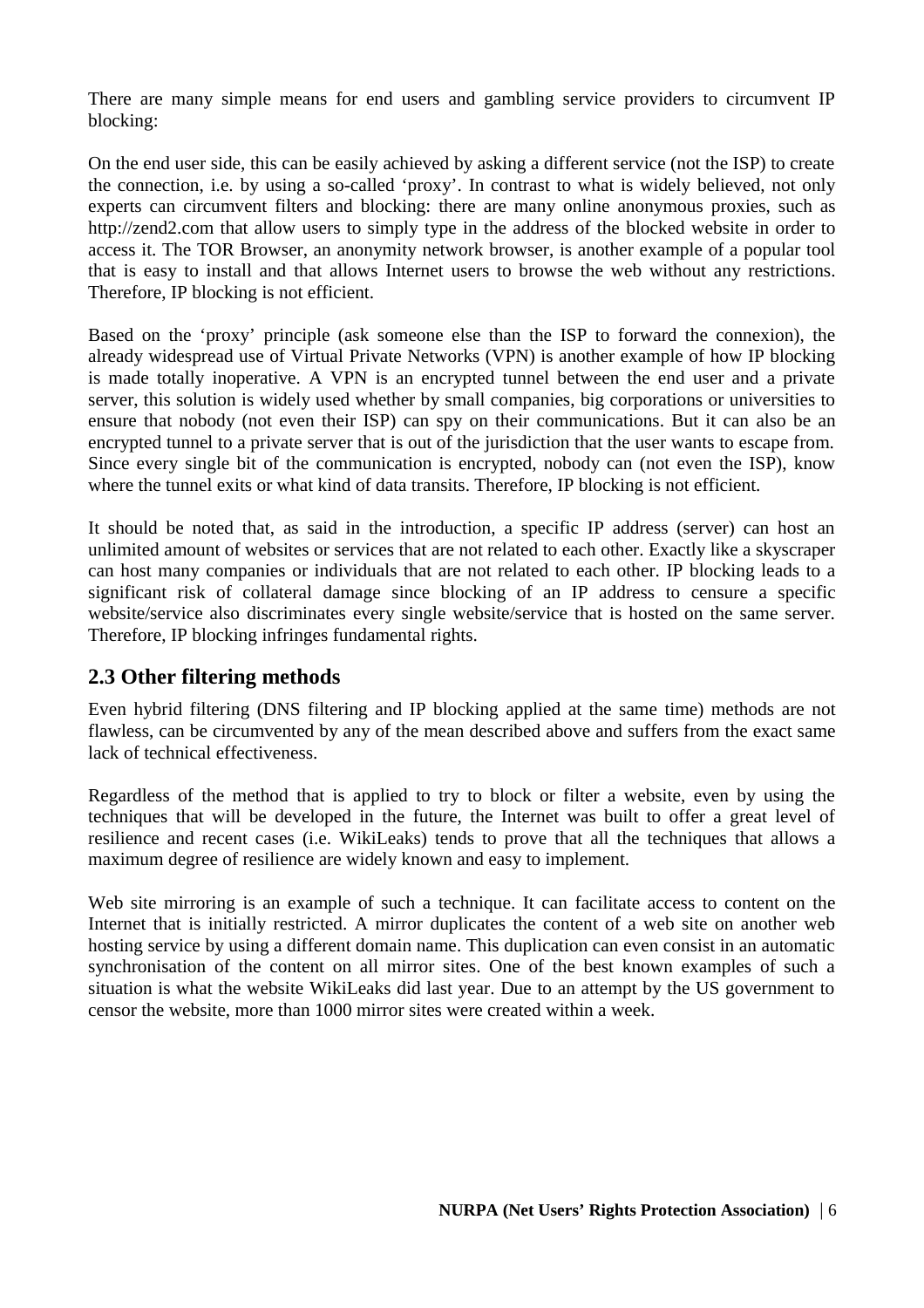There are many simple means for end users and gambling service providers to circumvent IP blocking:

On the end user side, this can be easily achieved by asking a different service (not the ISP) to create the connection, i.e. by using a so-called 'proxy'. In contrast to what is widely believed, not only experts can circumvent filters and blocking: there are many online anonymous proxies, such as http://zend2.com that allow users to simply type in the address of the blocked website in order to access it. The TOR Browser, an anonymity network browser, is another example of a popular tool that is easy to install and that allows Internet users to browse the web without any restrictions. Therefore, IP blocking is not efficient.

Based on the 'proxy' principle (ask someone else than the ISP to forward the connexion), the already widespread use of Virtual Private Networks (VPN) is another example of how IP blocking is made totally inoperative. A VPN is an encrypted tunnel between the end user and a private server, this solution is widely used whether by small companies, big corporations or universities to ensure that nobody (not even their ISP) can spy on their communications. But it can also be an encrypted tunnel to a private server that is out of the jurisdiction that the user wants to escape from. Since every single bit of the communication is encrypted, nobody can (not even the ISP), know where the tunnel exits or what kind of data transits. Therefore, IP blocking is not efficient.

It should be noted that, as said in the introduction, a specific IP address (server) can host an unlimited amount of websites or services that are not related to each other. Exactly like a skyscraper can host many companies or individuals that are not related to each other. IP blocking leads to a significant risk of collateral damage since blocking of an IP address to censure a specific website/service also discriminates every single website/service that is hosted on the same server. Therefore, IP blocking infringes fundamental rights.

## 2.3 Other filtering methods

Even hybrid filtering (DNS filtering and IP blocking applied at the same time) methods are not flawless, can be circumvented by any of the mean described above and suffers from the exact same lack of technical effectiveness.

Regardless of the method that is applied to try to block or filter a website, even by using the techniques that will be developed in the future, the Internet was built to offer a great level of resilience and recent cases (i.e. WikiLeaks) tends to prove that all the techniques that allows a maximum degree of resilience are widely known and easy to implement.

Web site mirroring is an example of such a technique. It can facilitate access to content on the Internet that is initially restricted. A mirror duplicates the content of a web site on another web hosting service by using a different domain name. This duplication can even consist in an automatic synchronisation of the content on all mirror sites. One of the best known examples of such a situation is what the website WikiLeaks did last year. Due to an attempt by the US government to censor the website, more than 1000 mirror sites were created within a week.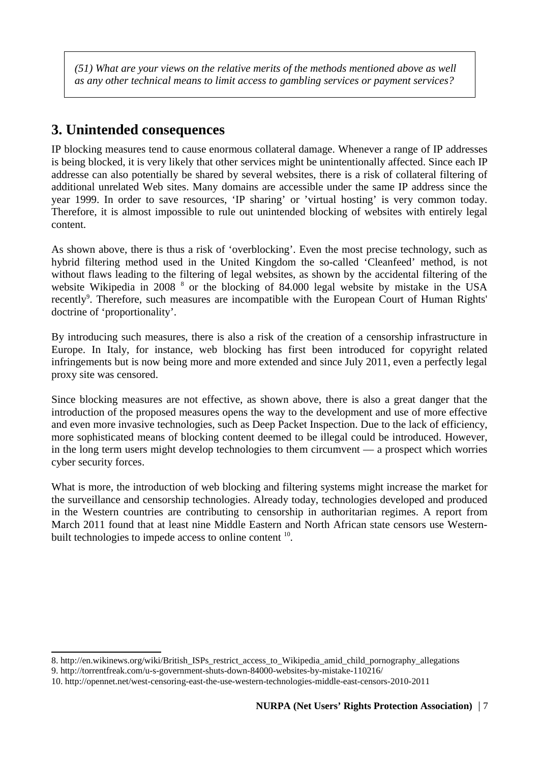*(51) What are your views on the relative merits of the methods mentioned above as well as any other technical means to limit access to gambling services or payment services?*

## 3. Unintended consequences

IP blocking measures tend to cause enormous collateral damage. Whenever a range of IP addresses is being blocked, it is very likely that other services might be unintentionally affected. Since each IP addresse can also potentially be shared by several websites, there is a risk of collateral filtering of additional unrelated Web sites. Many domains are accessible under the same IP address since the year 1999. In order to save resources, 'IP sharing' or 'virtual hosting' is very common today. Therefore, it is almost impossible to rule out unintended blocking of websites with entirely legal content.

As shown above, there is thus a risk of 'overblocking'. Even the most precise technology, such as hybrid filtering method used in the United Kingdom the so-called 'Cleanfeed' method, is not without flaws leading to the filtering of legal websites, as shown by the accidental filtering of the website Wikipedia in 2008 [8] or the blocking of 84.000 legal website by mistake in the USA recently[9]. Therefore, such measures are incompatible with the European Court of Human Rights' doctrine of 'proportionality'.

By introducing such measures, there is also a risk of the creation of a censorship infrastructure in Europe. In Italy, for instance, web blocking has first been introduced for copyright related infringements but is now being more and more extended and since July 2011, even a perfectly legal proxy site was censored.

Since blocking measures are not effective, as shown above, there is also a great danger that the introduction of the proposed measures opens the way to the development and use of more effective and even more invasive technologies, such as Deep Packet Inspection. Due to the lack of efficiency, more sophisticated means of blocking content deemed to be illegal could be introduced. However, in the long term users might develop technologies to them circumvent — a prospect which worries cyber security forces.

What is more, the introduction of web blocking and filtering systems might increase the market for the surveillance and censorship technologies. Already today, technologies developed and produced in the Western countries are contributing to censorship in authoritarian regimes. A report from March 2011 found that at least nine Middle Eastern and North African state censors use Western-built technologies to impede access to online content [10].

8. http://en.wikinews.org/wiki/British_ISPs_restrict_access_to_Wikipedia_amid_child_pornography_allegations

9. http://torrentfreak.com/u-s-government-shuts-down-84000-websites-by-mistake-110216/

10. http://opennet.net/west-censoring-east-the-use-western-technologies-middle-east-censors-2010-2011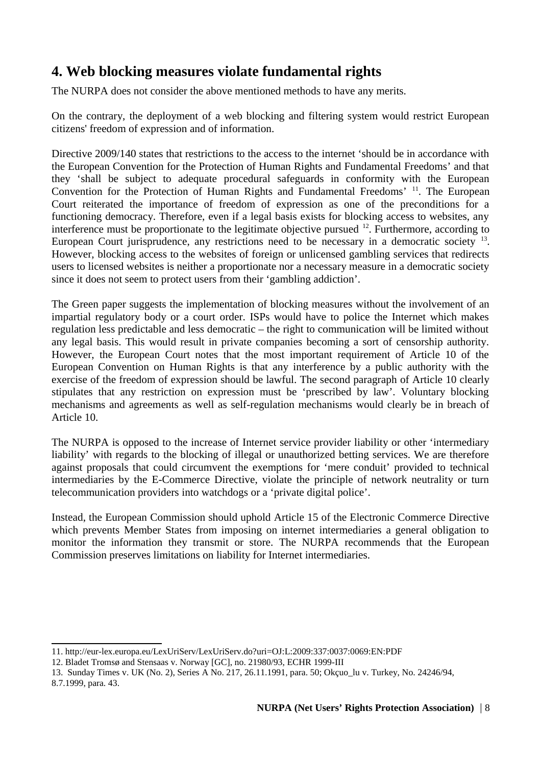## 4. Web blocking measures violate fundamental rights

The NURPA does not consider the above mentioned methods to have any merits.

On the contrary, the deployment of a web blocking and filtering system would restrict European citizens' freedom of expression and of information.

Directive 2009/140 states that restrictions to the access to the internet 'should be in accordance with the European Convention for the Protection of Human Rights and Fundamental Freedoms' and that they 'shall be subject to adequate procedural safeguards in conformity with the European Convention for the Protection of Human Rights and Fundamental Freedoms' [11]. The European Court reiterated the importance of freedom of expression as one of the preconditions for a functioning democracy. Therefore, even if a legal basis exists for blocking access to websites, any interference must be proportionate to the legitimate objective pursued [12]. Furthermore, according to European Court jurisprudence, any restrictions need to be necessary in a democratic society [13]. However, blocking access to the websites of foreign or unlicensed gambling services that redirects users to licensed websites is neither a proportionate nor a necessary measure in a democratic society since it does not seem to protect users from their 'gambling addiction'.

The Green paper suggests the implementation of blocking measures without the involvement of an impartial regulatory body or a court order. ISPs would have to police the Internet which makes regulation less predictable and less democratic – the right to communication will be limited without any legal basis. This would result in private companies becoming a sort of censorship authority. However, the European Court notes that the most important requirement of Article 10 of the European Convention on Human Rights is that any interference by a public authority with the exercise of the freedom of expression should be lawful. The second paragraph of Article 10 clearly stipulates that any restriction on expression must be 'prescribed by law'. Voluntary blocking mechanisms and agreements as well as self-regulation mechanisms would clearly be in breach of Article 10.

The NURPA is opposed to the increase of Internet service provider liability or other 'intermediary liability' with regards to the blocking of illegal or unauthorized betting services. We are therefore against proposals that could circumvent the exemptions for 'mere conduit' provided to technical intermediaries by the E-Commerce Directive, violate the principle of network neutrality or turn telecommunication providers into watchdogs or a 'private digital police'.

Instead, the European Commission should uphold Article 15 of the Electronic Commerce Directive which prevents Member States from imposing on internet intermediaries a general obligation to monitor the information they transmit or store. The NURPA recommends that the European Commission preserves limitations on liability for Internet intermediaries.

---

11. http://eur-lex.europa.eu/LexUriServ/LexUriServ.do?uri=OJ:L:2009:337:0037:0069:EN:PDF

12. Bladet Tromsø and Stensaas v. Norway [GC], no. 21980/93, ECHR 1999-III

13. Sunday Times v. UK (No. 2), Series A No. 217, 26.11.1991, para. 50; Okçuo_lu v. Turkey, No. 24246/94, 8.7.1999, para. 43.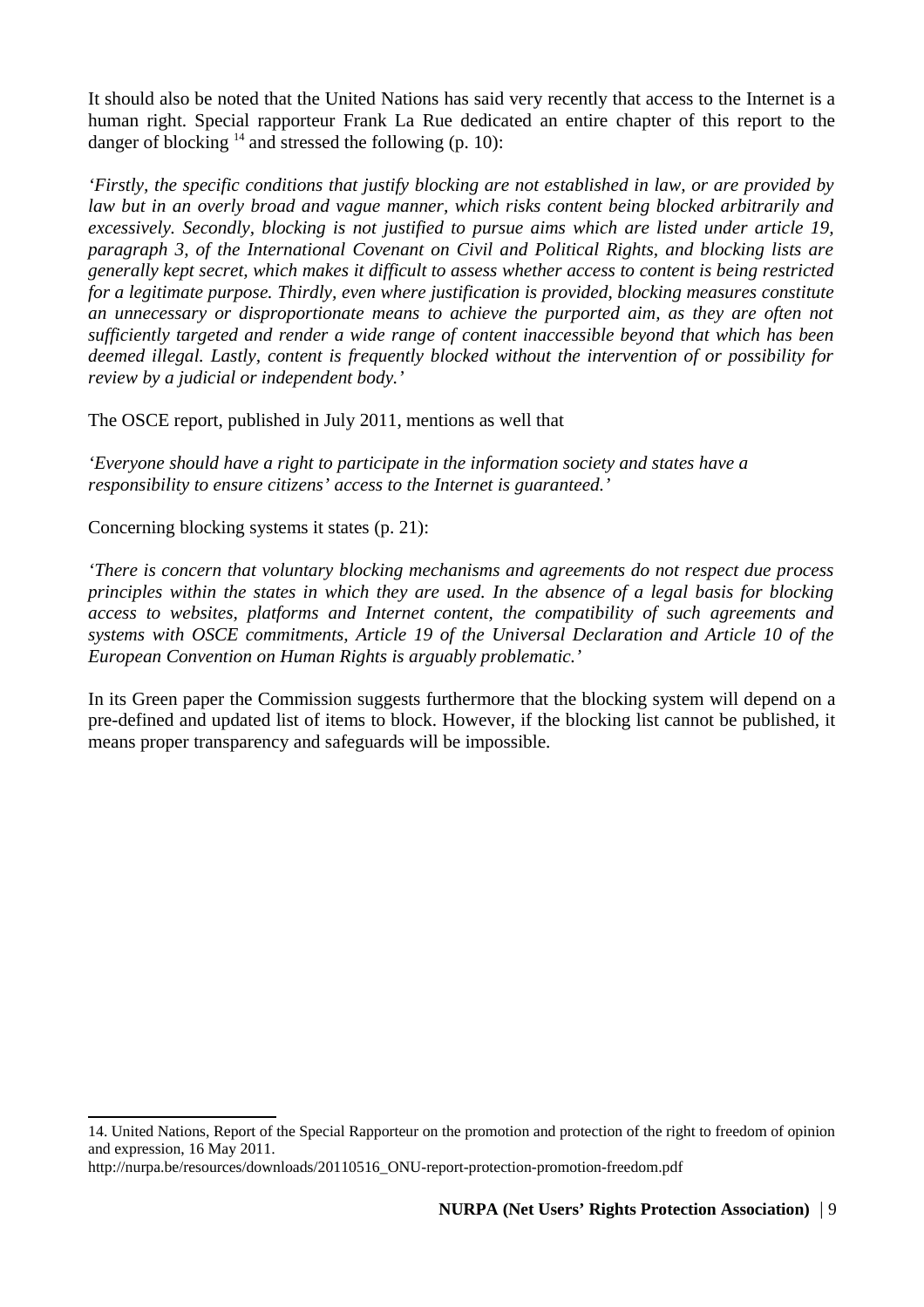It should also be noted that the United Nations has said very recently that access to the Internet is a human right. Special rapporteur Frank La Rue dedicated an entire chapter of this report to the danger of blocking [14] and stressed the following (p. 10):

*'Firstly, the specific conditions that justify blocking are not established in law, or are provided by law but in an overly broad and vague manner, which risks content being blocked arbitrarily and excessively. Secondly, blocking is not justified to pursue aims which are listed under article 19, paragraph 3, of the International Covenant on Civil and Political Rights, and blocking lists are generally kept secret, which makes it difficult to assess whether access to content is being restricted for a legitimate purpose. Thirdly, even where justification is provided, blocking measures constitute an unnecessary or disproportionate means to achieve the purported aim, as they are often not sufficiently targeted and render a wide range of content inaccessible beyond that which has been deemed illegal. Lastly, content is frequently blocked without the intervention of or possibility for review by a judicial or independent body.'*

The OSCE report, published in July 2011, mentions as well that

*'Everyone should have a right to participate in the information society and states have a responsibility to ensure citizens' access to the Internet is guaranteed.'*

Concerning blocking systems it states (p. 21):

*'There is concern that voluntary blocking mechanisms and agreements do not respect due process principles within the states in which they are used. In the absence of a legal basis for blocking access to websites, platforms and Internet content, the compatibility of such agreements and systems with OSCE commitments, Article 19 of the Universal Declaration and Article 10 of the European Convention on Human Rights is arguably problematic.'*

In its Green paper the Commission suggests furthermore that the blocking system will depend on a pre-defined and updated list of items to block. However, if the blocking list cannot be published, it means proper transparency and safeguards will be impossible.

---

14. United Nations, Report of the Special Rapporteur on the promotion and protection of the right to freedom of opinion and expression, 16 May 2011.
http://nurpa.be/resources/downloads/20110516_ONU-report-protection-promotion-freedom.pdf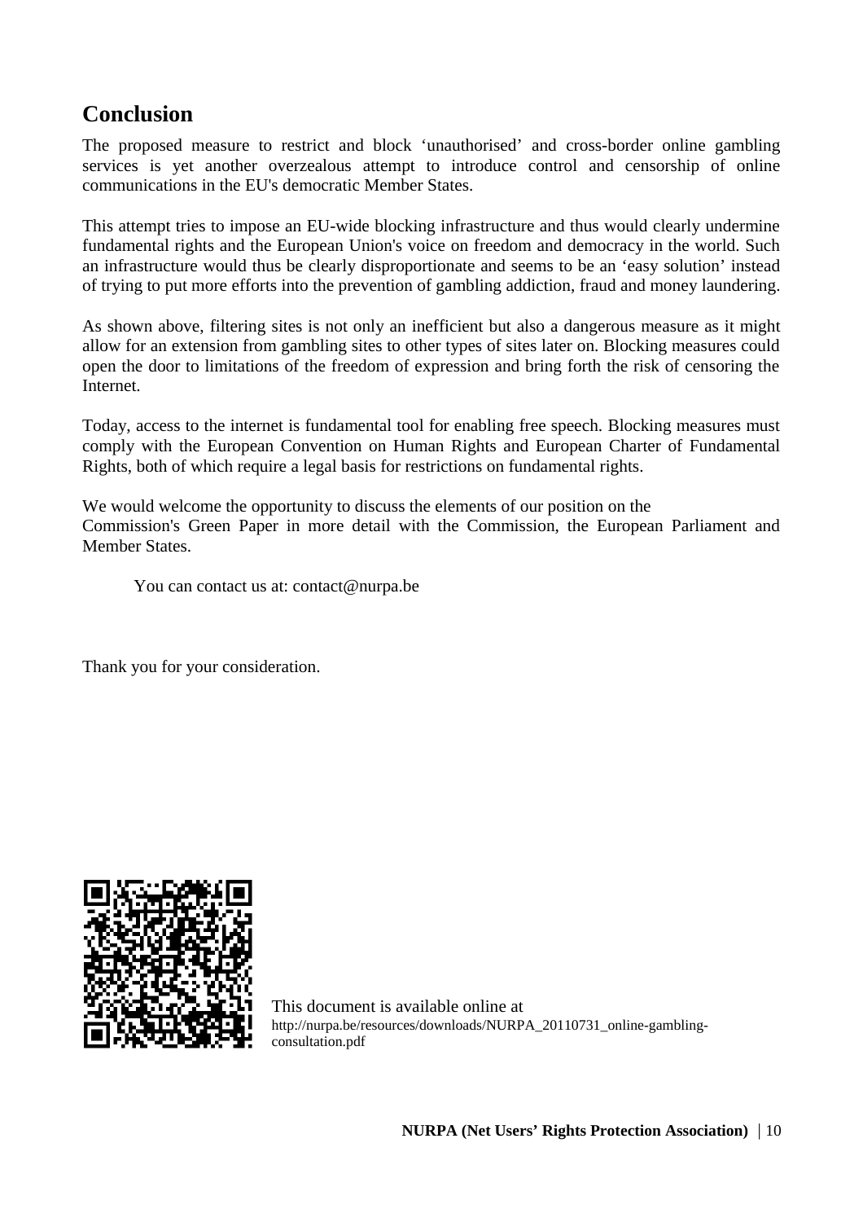## Conclusion

The proposed measure to restrict and block 'unauthorised' and cross-border online gambling services is yet another overzealous attempt to introduce control and censorship of online communications in the EU's democratic Member States.

This attempt tries to impose an EU-wide blocking infrastructure and thus would clearly undermine fundamental rights and the European Union's voice on freedom and democracy in the world. Such an infrastructure would thus be clearly disproportionate and seems to be an 'easy solution' instead of trying to put more efforts into the prevention of gambling addiction, fraud and money laundering.

As shown above, filtering sites is not only an inefficient but also a dangerous measure as it might allow for an extension from gambling sites to other types of sites later on. Blocking measures could open the door to limitations of the freedom of expression and bring forth the risk of censoring the Internet.

Today, access to the internet is fundamental tool for enabling free speech. Blocking measures must comply with the European Convention on Human Rights and European Charter of Fundamental Rights, both of which require a legal basis for restrictions on fundamental rights.

We would welcome the opportunity to discuss the elements of our position on the Commission's Green Paper in more detail with the Commission, the European Parliament and Member States.

You can contact us at: contact@nurpa.be

Thank you for your consideration.

This document is available online at
http://nurpa.be/resources/downloads/NURPA_20110731_online-gambling-consultation.pdf